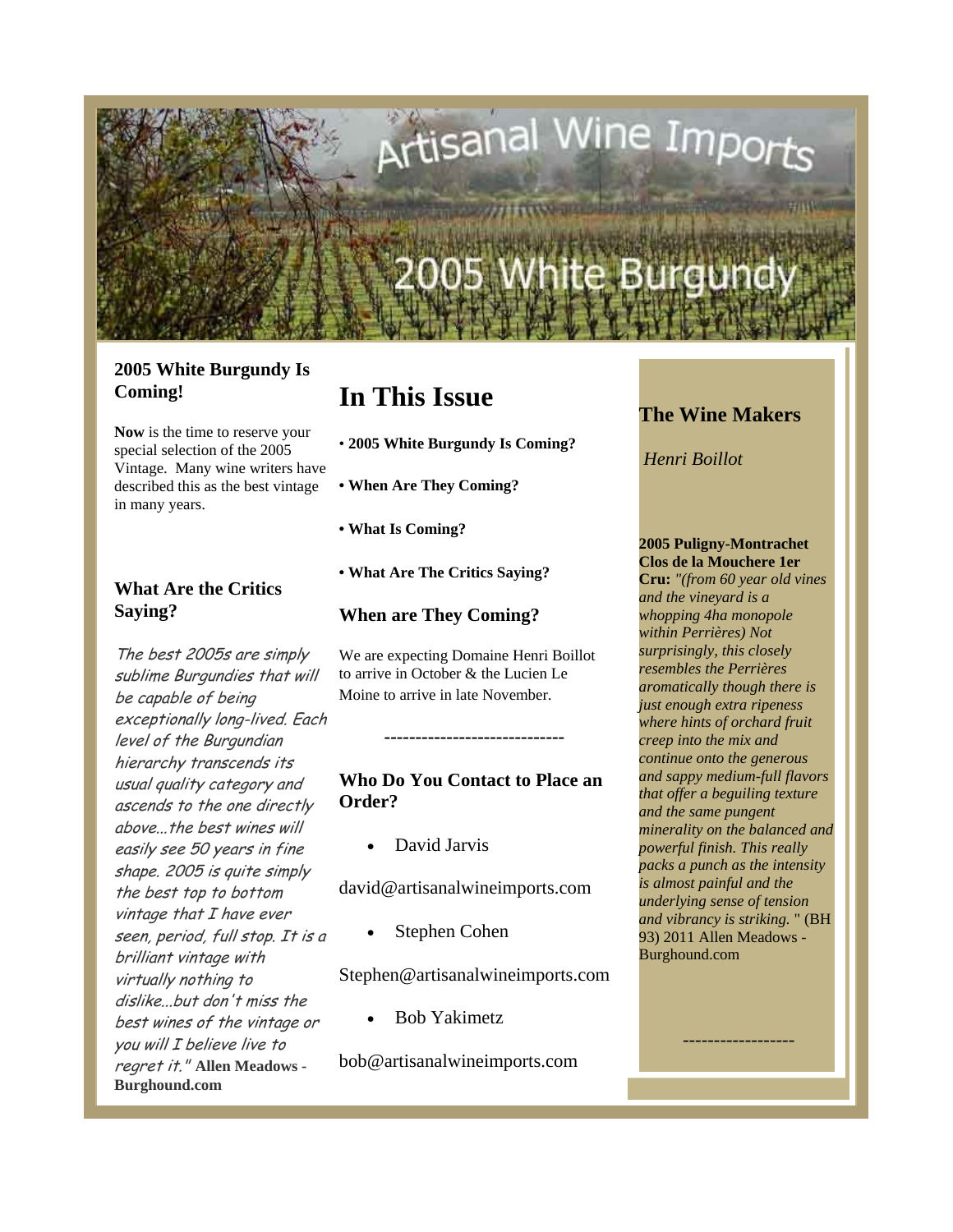# Artisanal Wine Imports

# 2005 White Burgundy

### 2005 White Burgundy Is Coming!

**Now** is the time to reserve your special selection of the 2005 Vintage. Many wine writers have described this as the best vintage in many years.

### What Are the Critics Saying?

*The best 2005s are simply sublime Burgundies that will be capable of being exceptionally long-lived. Each level of the Burgundian hierarchy transcends its usual quality category and ascends to the one directly above...the best wines will easily see 50 years in fine shape. 2005 is quite simply the best top to bottom vintage that I have ever seen, period, full stop. It is a brilliant vintage with virtually nothing to dislike...but don't miss the best wines of the vintage or you will I believe live to regret it."* **Allen Meadows - Burghound.com**

## In This Issue

- **2005 White Burgundy Is Coming?**
- **When Are They Coming?**
- **What Is Coming?**
- **What Are The Critics Saying?**

### When are They Coming?

We are expecting Domaine Henri Boillot to arrive in October & the Lucien Le Moine to arrive in late November.

-----------------------------

### Who Do You Contact to Place an Order?

- David Jarvis

david@artisanalwineimports.com

- Stephen Cohen

Stephen@artisanalwineimports.com

- Bob Yakimetz

bob@artisanalwineimports.com

### The Wine Makers

*Henri Boillot*

**2005 Puligny-Montrachet Clos de la Mouchere 1er Cru:** *"(from 60 year old vines and the vineyard is a whopping 4ha monopole within Perrières) Not surprisingly, this closely resembles the Perrières aromatically though there is just enough extra ripeness where hints of orchard fruit creep into the mix and continue onto the generous and sappy medium-full flavors that offer a beguiling texture and the same pungent minerality on the balanced and powerful finish. This really packs a punch as the intensity is almost painful and the underlying sense of tension and vibrancy is striking.* " (BH 93) 2011 Allen Meadows - Burghound.com

------------------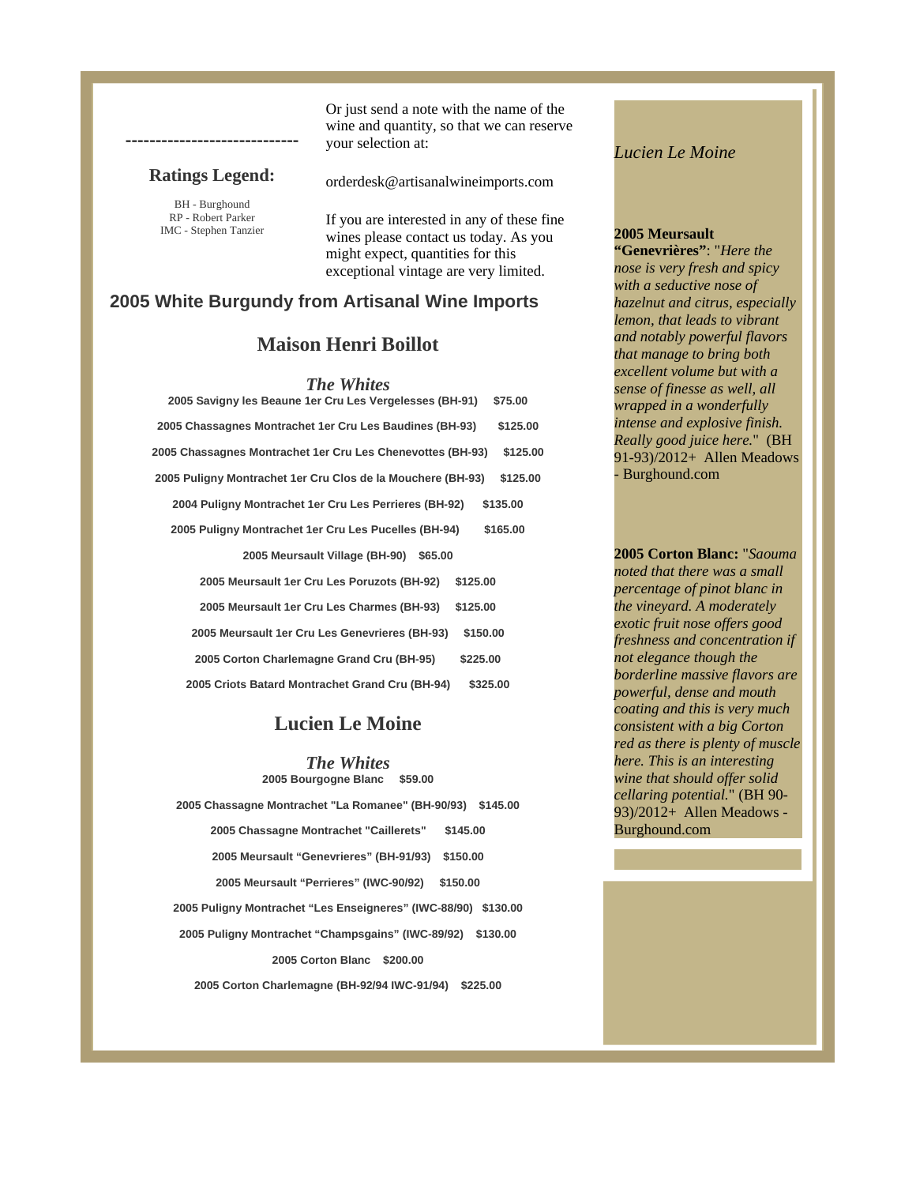----------------------------

**Ratings Legend:**

BH - Burghound
RP - Robert Parker
IMC - Stephen Tanzier

Or just send a note with the name of the wine and quantity, so that we can reserve your selection at:

orderdesk@artisanalwineimports.com

If you are interested in any of these fine wines please contact us today. As you might expect, quantities for this exceptional vintage are very limited.

## 2005 White Burgundy from Artisanal Wine Imports

## Maison Henri Boillot

### *The Whites*

**2005 Savigny les Beaune 1er Cru Les Vergelesses (BH-91) $75.00**

**2005 Chassagnes Montrachet 1er Cru Les Baudines (BH-93) $125.00**

**2005 Chassagnes Montrachet 1er Cru Les Chenevottes (BH-93) $125.00**

**2005 Puligny Montrachet 1er Cru Clos de la Mouchere (BH-93) $125.00**

**2004 Puligny Montrachet 1er Cru Les Perrieres (BH-92) $135.00**

**2005 Puligny Montrachet 1er Cru Les Pucelles (BH-94) $165.00**

**2005 Meursault Village (BH-90) $65.00**

**2005 Meursault 1er Cru Les Poruzots (BH-92) $125.00**

**2005 Meursault 1er Cru Les Charmes (BH-93) $125.00**

**2005 Meursault 1er Cru Les Genevrieres (BH-93) $150.00**

**2005 Corton Charlemagne Grand Cru (BH-95) $225.00**

**2005 Criots Batard Montrachet Grand Cru (BH-94) $325.00**

## Lucien Le Moine

### *The Whites*

**2005 Bourgogne Blanc $59.00**

**2005 Chassagne Montrachet "La Romanee" (BH-90/93) $145.00**

**2005 Chassagne Montrachet "Caillerets" $145.00**

**2005 Meursault "Genevrieres" (BH-91/93) $150.00**

**2005 Meursault "Perrieres" (IWC-90/92) $150.00**

**2005 Puligny Montrachet "Les Enseigneres" (IWC-88/90) $130.00**

**2005 Puligny Montrachet "Champsgains" (IWC-89/92) $130.00**

**2005 Corton Blanc $200.00**

**2005 Corton Charlemagne (BH-92/94 IWC-91/94) $225.00**

*Lucien Le Moine*

**2005 Meursault "Genevrières"**: "*Here the nose is very fresh and spicy with a seductive nose of hazelnut and citrus, especially lemon, that leads to vibrant and notably powerful flavors that manage to bring both excellent volume but with a sense of finesse as well, all wrapped in a wonderfully intense and explosive finish. Really good juice here.*" (BH 91-93)/2012+ Allen Meadows - Burghound.com

**2005 Corton Blanc:** "*Saouma noted that there was a small percentage of pinot blanc in the vineyard. A moderately exotic fruit nose offers good freshness and concentration if not elegance though the borderline massive flavors are powerful, dense and mouth coating and this is very much consistent with a big Corton red as there is plenty of muscle here. This is an interesting wine that should offer solid cellaring potential.*" (BH 90-93)/2012+ Allen Meadows - Burghound.com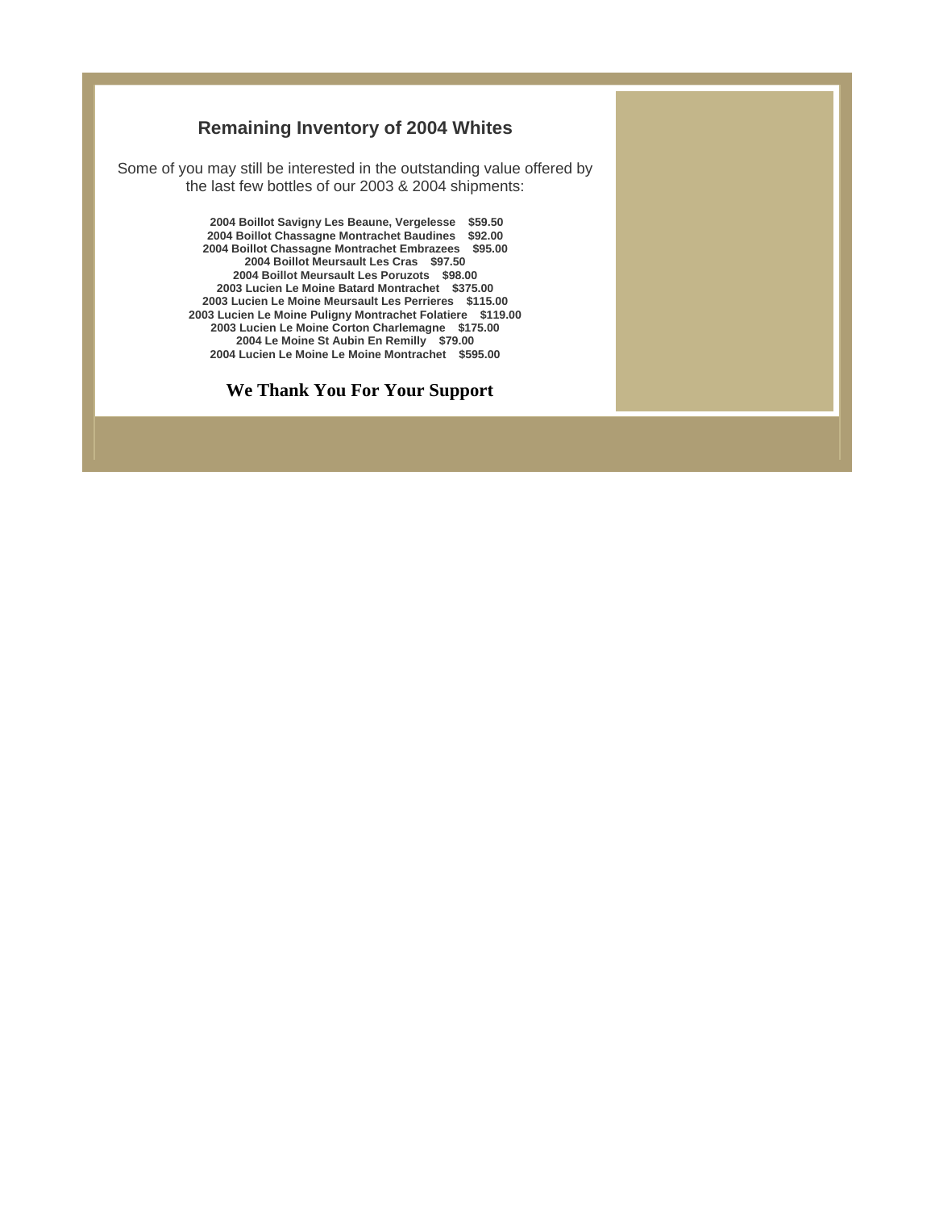## Remaining Inventory of 2004 Whites

Some of you may still be interested in the outstanding value offered by the last few bottles of our 2003 & 2004 shipments:

**2004 Boillot Savigny Les Beaune, Vergelesse $59.50**
**2004 Boillot Chassagne Montrachet Baudines $92.00**
**2004 Boillot Chassagne Montrachet Embrazees $95.00**
**2004 Boillot Meursault Les Cras $97.50**
**2004 Boillot Meursault Les Poruzots $98.00**
**2003 Lucien Le Moine Batard Montrachet $375.00**
**2003 Lucien Le Moine Meursault Les Perrieres $115.00**
**2003 Lucien Le Moine Puligny Montrachet Folatiere $119.00**
**2003 Lucien Le Moine Corton Charlemagne $175.00**
**2004 Le Moine St Aubin En Remilly $79.00**
**2004 Lucien Le Moine Le Moine Montrachet $595.00**

**We Thank You For Your Support**